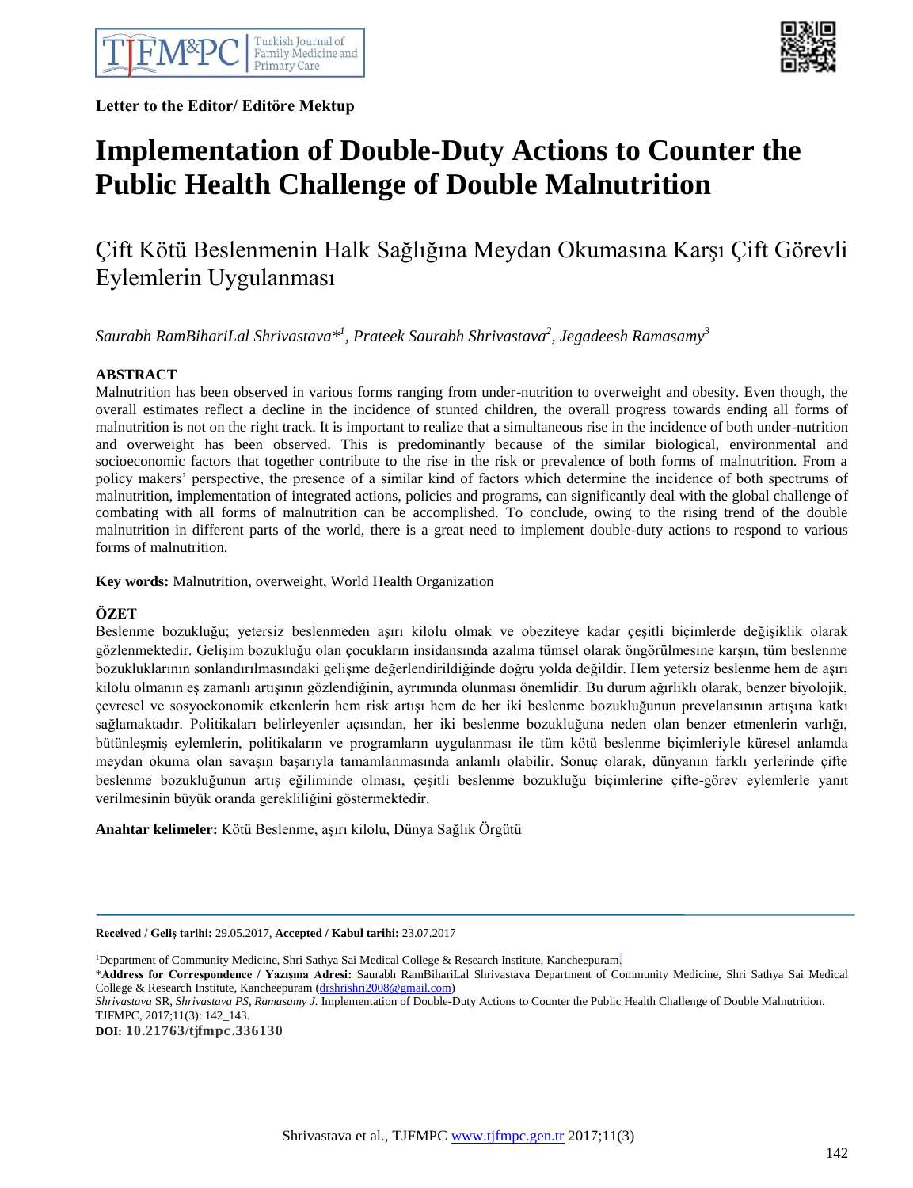**Letter to the Editor/ Editöre Mektup**

# Implementation of Double-Duty Actions to Counter the Public Health Challenge of Double Malnutrition

## Çift Kötü Beslenmenin Halk Sağlığına Meydan Okumasına Karşı Çift Görevli Eylemlerin Uygulanması

*Saurabh RamBihariLal Shrivastava*[*1], Prateek Saurabh Shrivastava[2], Jegadeesh Ramasamy[3]*

### ABSTRACT

Malnutrition has been observed in various forms ranging from under-nutrition to overweight and obesity. Even though, the overall estimates reflect a decline in the incidence of stunted children, the overall progress towards ending all forms of malnutrition is not on the right track. It is important to realize that a simultaneous rise in the incidence of both under-nutrition and overweight has been observed. This is predominantly because of the similar biological, environmental and socioeconomic factors that together contribute to the rise in the risk or prevalence of both forms of malnutrition. From a policy makers' perspective, the presence of a similar kind of factors which determine the incidence of both spectrums of malnutrition, implementation of integrated actions, policies and programs, can significantly deal with the global challenge of combating with all forms of malnutrition can be accomplished. To conclude, owing to the rising trend of the double malnutrition in different parts of the world, there is a great need to implement double-duty actions to respond to various forms of malnutrition.

**Key words:** Malnutrition, overweight, World Health Organization

### ÖZET

Beslenme bozukluğu; yetersiz beslenmeden aşırı kilolu olmak ve obeziteye kadar çeşitli biçimlerde değişiklik olarak gözlenmektedir. Gelişim bozukluğu olan çocukların insidansında azalma tümsel olarak öngörülmesine karşın, tüm beslenme bozukluklarının sonlandırılmasındaki gelişme değerlendirildiğinde doğru yolda değildir. Hem yetersiz beslenme hem de aşırı kilolu olmanın eş zamanlı artışının gözlendiğinin, ayrımında olunması önemlidir. Bu durum ağırlıklı olarak, benzer biyolojik, çevresel ve sosyoekonomik etkenlerin hem risk artışı hem de her iki beslenme bozukluğunun prevelansının artışına katkı sağlamaktadır. Politikaları belirleyenler açısından, her iki beslenme bozukluğuna neden olan benzer etmenlerin varlığı, bütünleşmiş eylemlerin, politikaların ve programların uygulanması ile tüm kötü beslenme biçimleriyle küresel anlamda meydan okuma olan savaşın başarıyla tamamlanmasında anlamlı olabilir. Sonuç olarak, dünyanın farklı yerlerinde çifte beslenme bozukluğunun artış eğiliminde olması, çeşitli beslenme bozukluğu biçimlerine çifte-görev eylemlerle yanıt verilmesinin büyük oranda gerekliliğini göstermektedir.

**Anahtar kelimeler:** Kötü Beslenme, aşırı kilolu, Dünya Sağlık Örgütü

---

**Received / Geliş tarihi:** 29.05.2017, **Accepted / Kabul tarihi:** 23.07.2017

[1]Department of Community Medicine, Shri Sathya Sai Medical College & Research Institute, Kancheepuram.

*__Address for Correspondence / Yazışma Adresi:__ Saurabh RamBihariLal Shrivastava Department of Community Medicine, Shri Sathya Sai Medical College & Research Institute, Kancheepuram (drshrishri2008@gmail.com)

*Shrivastava* SR, *Shrivastava PS, Ramasamy J.* Implementation of Double-Duty Actions to Counter the Public Health Challenge of Double Malnutrition. TJFMPC, 2017;11(3): 142_143.

**DOI: 10.21763/tjfmpc.336130**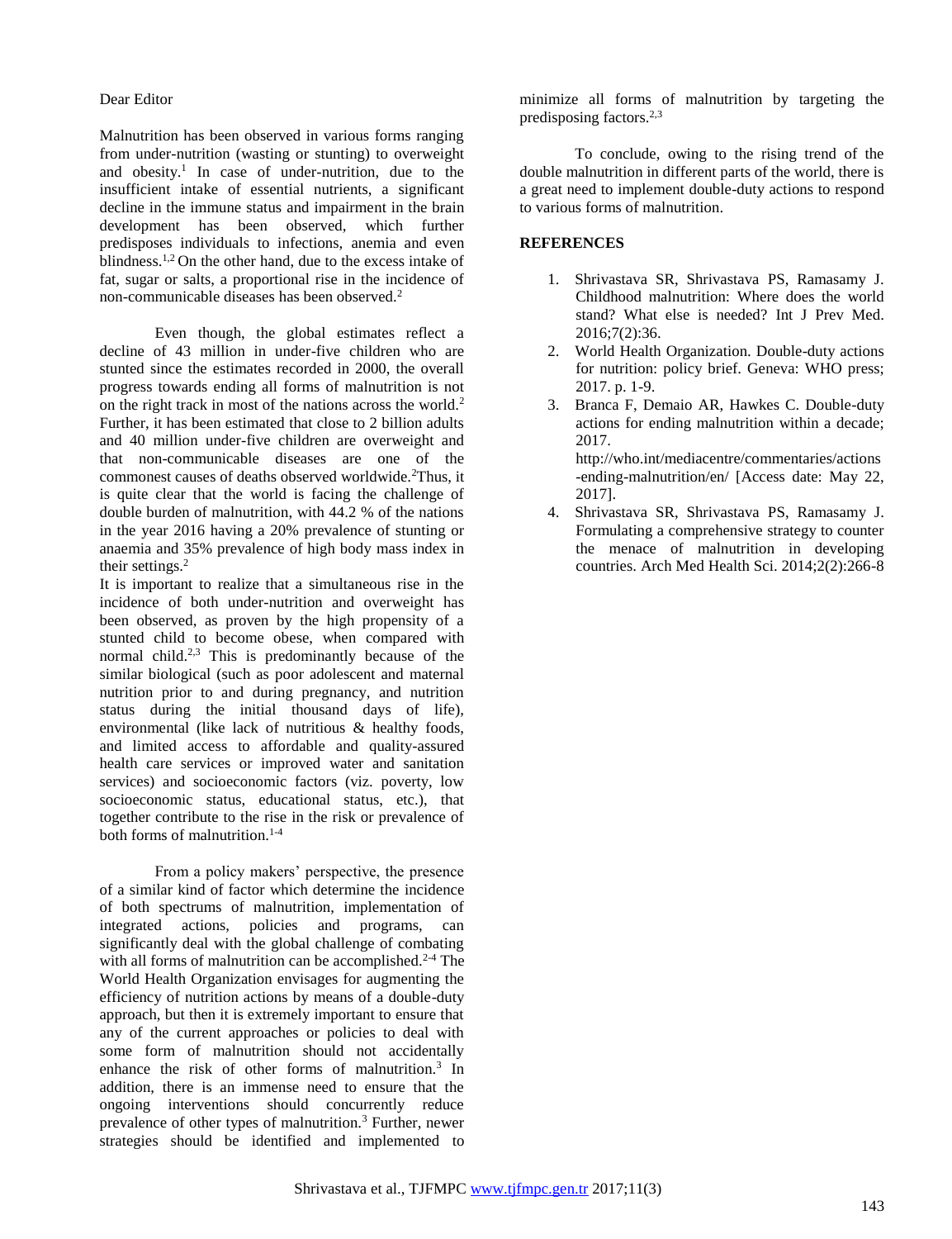Dear Editor

Malnutrition has been observed in various forms ranging from under-nutrition (wasting or stunting) to overweight and obesity.[1] In case of under-nutrition, due to the insufficient intake of essential nutrients, a significant decline in the immune status and impairment in the brain development has been observed, which further predisposes individuals to infections, anemia and even blindness.[1,2] On the other hand, due to the excess intake of fat, sugar or salts, a proportional rise in the incidence of non-communicable diseases has been observed.[2]

Even though, the global estimates reflect a decline of 43 million in under-five children who are stunted since the estimates recorded in 2000, the overall progress towards ending all forms of malnutrition is not on the right track in most of the nations across the world.[2] Further, it has been estimated that close to 2 billion adults and 40 million under-five children are overweight and that non-communicable diseases are one of the commonest causes of deaths observed worldwide.[2]Thus, it is quite clear that the world is facing the challenge of double burden of malnutrition, with 44.2 % of the nations in the year 2016 having a 20% prevalence of stunting or anaemia and 35% prevalence of high body mass index in their settings.[2]

It is important to realize that a simultaneous rise in the incidence of both under-nutrition and overweight has been observed, as proven by the high propensity of a stunted child to become obese, when compared with normal child.[2,3] This is predominantly because of the similar biological (such as poor adolescent and maternal nutrition prior to and during pregnancy, and nutrition status during the initial thousand days of life), environmental (like lack of nutritious & healthy foods, and limited access to affordable and quality-assured health care services or improved water and sanitation services) and socioeconomic factors (viz. poverty, low socioeconomic status, educational status, etc.), that together contribute to the rise in the risk or prevalence of both forms of malnutrition.[1-4]

From a policy makers' perspective, the presence of a similar kind of factor which determine the incidence of both spectrums of malnutrition, implementation of integrated actions, policies and programs, can significantly deal with the global challenge of combating with all forms of malnutrition can be accomplished.[2-4] The World Health Organization envisages for augmenting the efficiency of nutrition actions by means of a double-duty approach, but then it is extremely important to ensure that any of the current approaches or policies to deal with some form of malnutrition should not accidentally enhance the risk of other forms of malnutrition.[3] In addition, there is an immense need to ensure that the ongoing interventions should concurrently reduce prevalence of other types of malnutrition.[3] Further, newer strategies should be identified and implemented to minimize all forms of malnutrition by targeting the predisposing factors.[2,3]

To conclude, owing to the rising trend of the double malnutrition in different parts of the world, there is a great need to implement double-duty actions to respond to various forms of malnutrition.

## REFERENCES

1. Shrivastava SR, Shrivastava PS, Ramasamy J. Childhood malnutrition: Where does the world stand? What else is needed? Int J Prev Med. 2016;7(2):36.
2. World Health Organization. Double-duty actions for nutrition: policy brief. Geneva: WHO press; 2017. p. 1-9.
3. Branca F, Demaio AR, Hawkes C. Double-duty actions for ending malnutrition within a decade; 2017. http://who.int/mediacentre/commentaries/actions-ending-malnutrition/en/ [Access date: May 22, 2017].
4. Shrivastava SR, Shrivastava PS, Ramasamy J. Formulating a comprehensive strategy to counter the menace of malnutrition in developing countries. Arch Med Health Sci. 2014;2(2):266-8